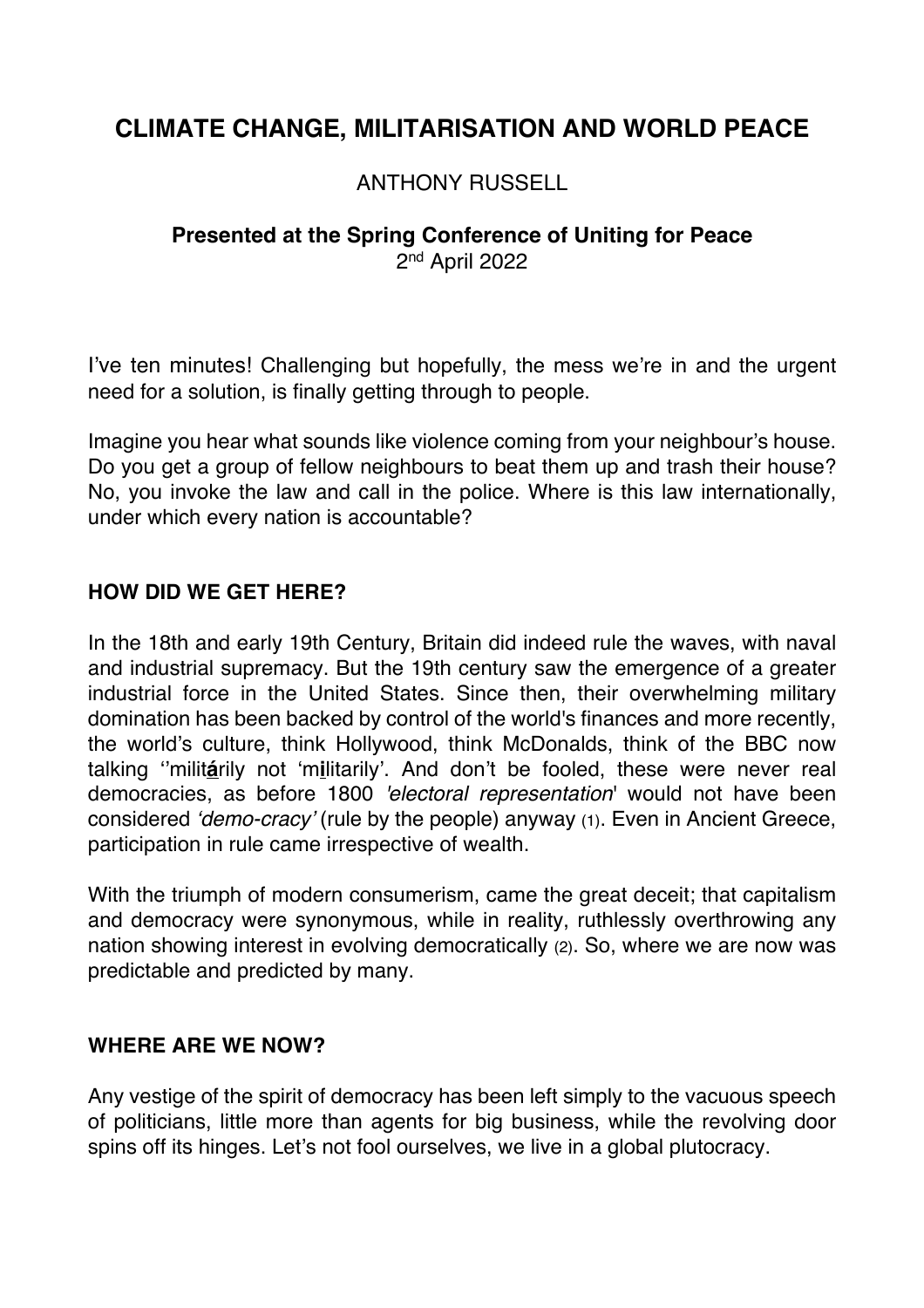# CLIMATE CHANGE, MILITARISATION AND WORLD PEACE

ANTHONY RUSSELL

**Presented at the Spring Conference of Uniting for Peace**
2nd April 2022

I've ten minutes! Challenging but hopefully, the mess we're in and the urgent need for a solution, is finally getting through to people.

Imagine you hear what sounds like violence coming from your neighbour's house. Do you get a group of fellow neighbours to beat them up and trash their house? No, you invoke the law and call in the police. Where is this law internationally, under which every nation is accountable?

## HOW DID WE GET HERE?

In the 18th and early 19th Century, Britain did indeed rule the waves, with naval and industrial supremacy. But the 19th century saw the emergence of a greater industrial force in the United States. Since then, their overwhelming military domination has been backed by control of the world's finances and more recently, the world's culture, think Hollywood, think McDonalds, think of the BBC now talking ''milit**á**rily not 'm**i**litarily'. And don't be fooled, these were never real democracies, as before 1800 *'electoral representation'* would not have been considered *'demo-cracy'* (rule by the people) anyway (1). Even in Ancient Greece, participation in rule came irrespective of wealth.

With the triumph of modern consumerism, came the great deceit; that capitalism and democracy were synonymous, while in reality, ruthlessly overthrowing any nation showing interest in evolving democratically (2). So, where we are now was predictable and predicted by many.

## WHERE ARE WE NOW?

Any vestige of the spirit of democracy has been left simply to the vacuous speech of politicians, little more than agents for big business, while the revolving door spins off its hinges. Let's not fool ourselves, we live in a global plutocracy.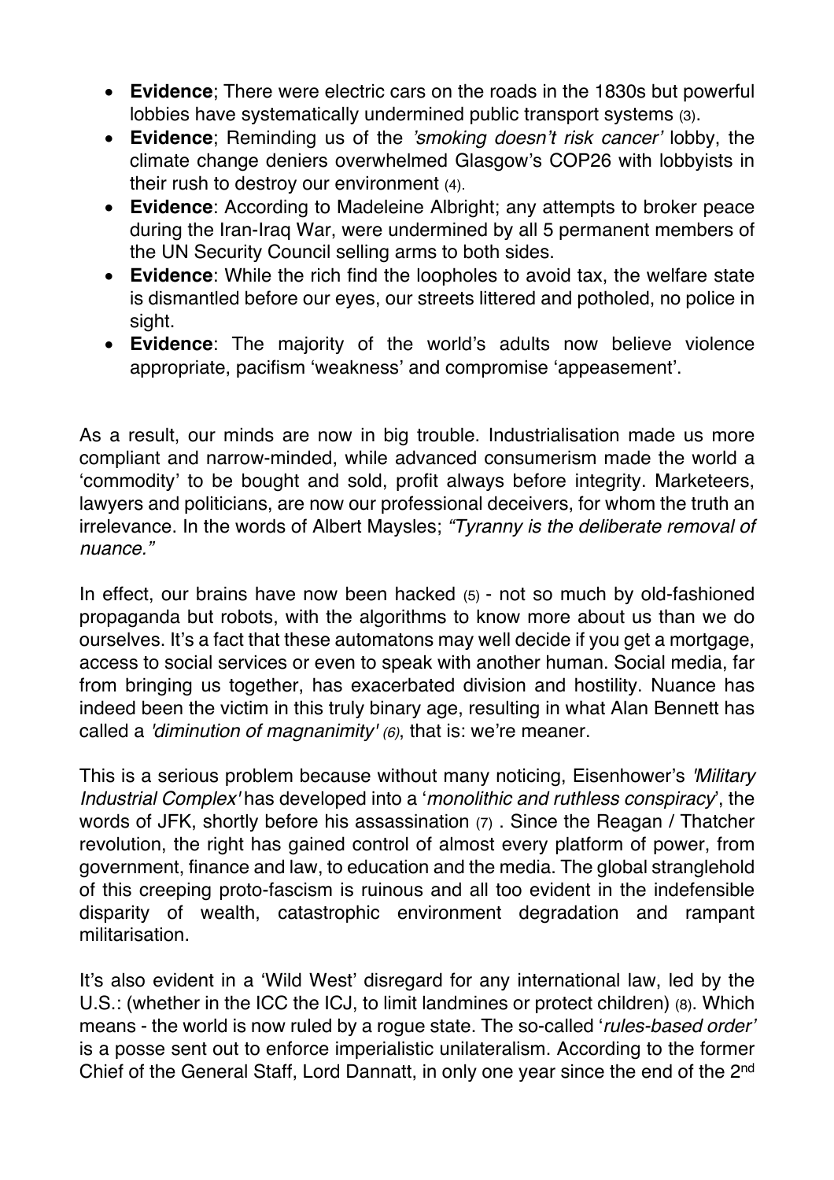- **Evidence**; There were electric cars on the roads in the 1830s but powerful lobbies have systematically undermined public transport systems (3).
- **Evidence**; Reminding us of the *'smoking doesn't risk cancer'* lobby, the climate change deniers overwhelmed Glasgow's COP26 with lobbyists in their rush to destroy our environment (4).
- **Evidence**: According to Madeleine Albright; any attempts to broker peace during the Iran-Iraq War, were undermined by all 5 permanent members of the UN Security Council selling arms to both sides.
- **Evidence**: While the rich find the loopholes to avoid tax, the welfare state is dismantled before our eyes, our streets littered and potholed, no police in sight.
- **Evidence**: The majority of the world's adults now believe violence appropriate, pacifism 'weakness' and compromise 'appeasement'.

As a result, our minds are now in big trouble. Industrialisation made us more compliant and narrow-minded, while advanced consumerism made the world a 'commodity' to be bought and sold, profit always before integrity. Marketeers, lawyers and politicians, are now our professional deceivers, for whom the truth an irrelevance. In the words of Albert Maysles; *"Tyranny is the deliberate removal of nuance."*

In effect, our brains have now been hacked (5) - not so much by old-fashioned propaganda but robots, with the algorithms to know more about us than we do ourselves. It's a fact that these automatons may well decide if you get a mortgage, access to social services or even to speak with another human. Social media, far from bringing us together, has exacerbated division and hostility. Nuance has indeed been the victim in this truly binary age, resulting in what Alan Bennett has called a *'diminution of magnanimity'* *(6)*, that is: we're meaner.

This is a serious problem because without many noticing, Eisenhower's *'Military Industrial Complex'* has developed into a '*monolithic and ruthless conspiracy*', the words of JFK, shortly before his assassination (7) . Since the Reagan / Thatcher revolution, the right has gained control of almost every platform of power, from government, finance and law, to education and the media. The global stranglehold of this creeping proto-fascism is ruinous and all too evident in the indefensible disparity of wealth, catastrophic environment degradation and rampant militarisation.

It's also evident in a 'Wild West' disregard for any international law, led by the U.S.: (whether in the ICC the ICJ, to limit landmines or protect children) (8). Which means - the world is now ruled by a rogue state. The so-called '*rules-based order'* is a posse sent out to enforce imperialistic unilateralism. According to the former Chief of the General Staff, Lord Dannatt, in only one year since the end of the 2nd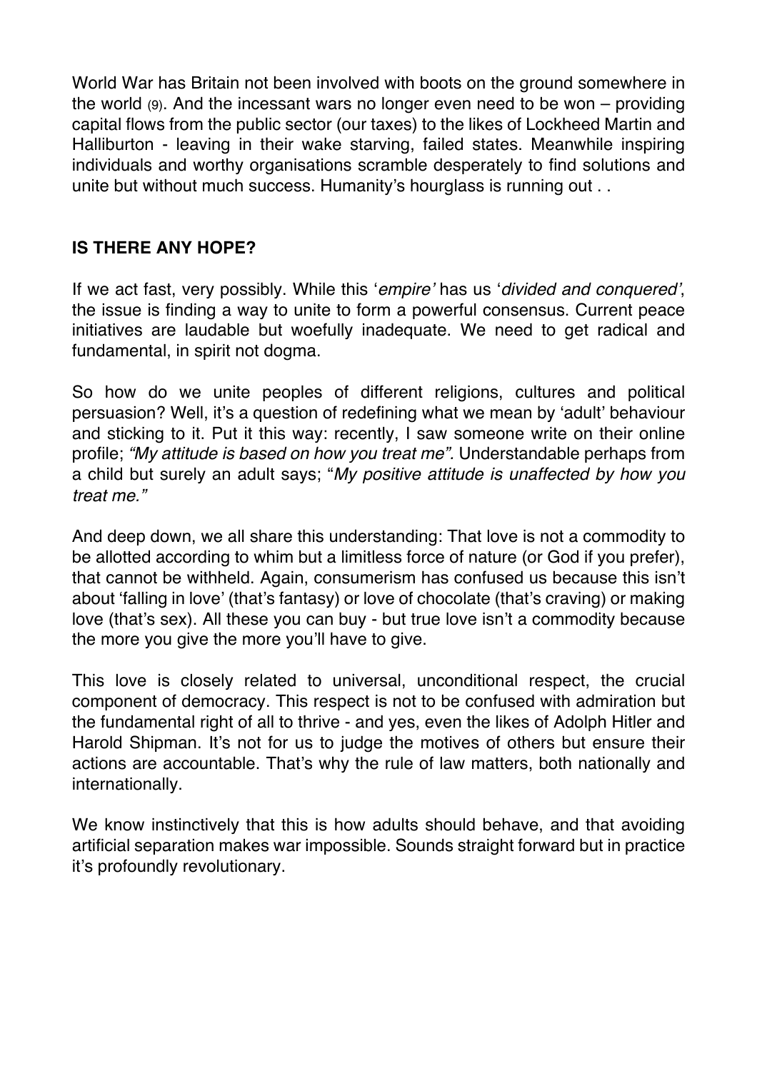World War has Britain not been involved with boots on the ground somewhere in the world (9). And the incessant wars no longer even need to be won – providing capital flows from the public sector (our taxes) to the likes of Lockheed Martin and Halliburton - leaving in their wake starving, failed states. Meanwhile inspiring individuals and worthy organisations scramble desperately to find solutions and unite but without much success. Humanity's hourglass is running out . .

**IS THERE ANY HOPE?**

If we act fast, very possibly. While this '*empire'* has us '*divided and conquered'*, the issue is finding a way to unite to form a powerful consensus. Current peace initiatives are laudable but woefully inadequate. We need to get radical and fundamental, in spirit not dogma.

So how do we unite peoples of different religions, cultures and political persuasion? Well, it's a question of redefining what we mean by 'adult' behaviour and sticking to it. Put it this way: recently, I saw someone write on their online profile; *"My attitude is based on how you treat me".* Understandable perhaps from a child but surely an adult says; "*My positive attitude is unaffected by how you treat me."*

And deep down, we all share this understanding: That love is not a commodity to be allotted according to whim but a limitless force of nature (or God if you prefer), that cannot be withheld. Again, consumerism has confused us because this isn't about 'falling in love' (that's fantasy) or love of chocolate (that's craving) or making love (that's sex). All these you can buy - but true love isn't a commodity because the more you give the more you'll have to give.

This love is closely related to universal, unconditional respect, the crucial component of democracy. This respect is not to be confused with admiration but the fundamental right of all to thrive - and yes, even the likes of Adolph Hitler and Harold Shipman. It's not for us to judge the motives of others but ensure their actions are accountable. That's why the rule of law matters, both nationally and internationally.

We know instinctively that this is how adults should behave, and that avoiding artificial separation makes war impossible. Sounds straight forward but in practice it's profoundly revolutionary.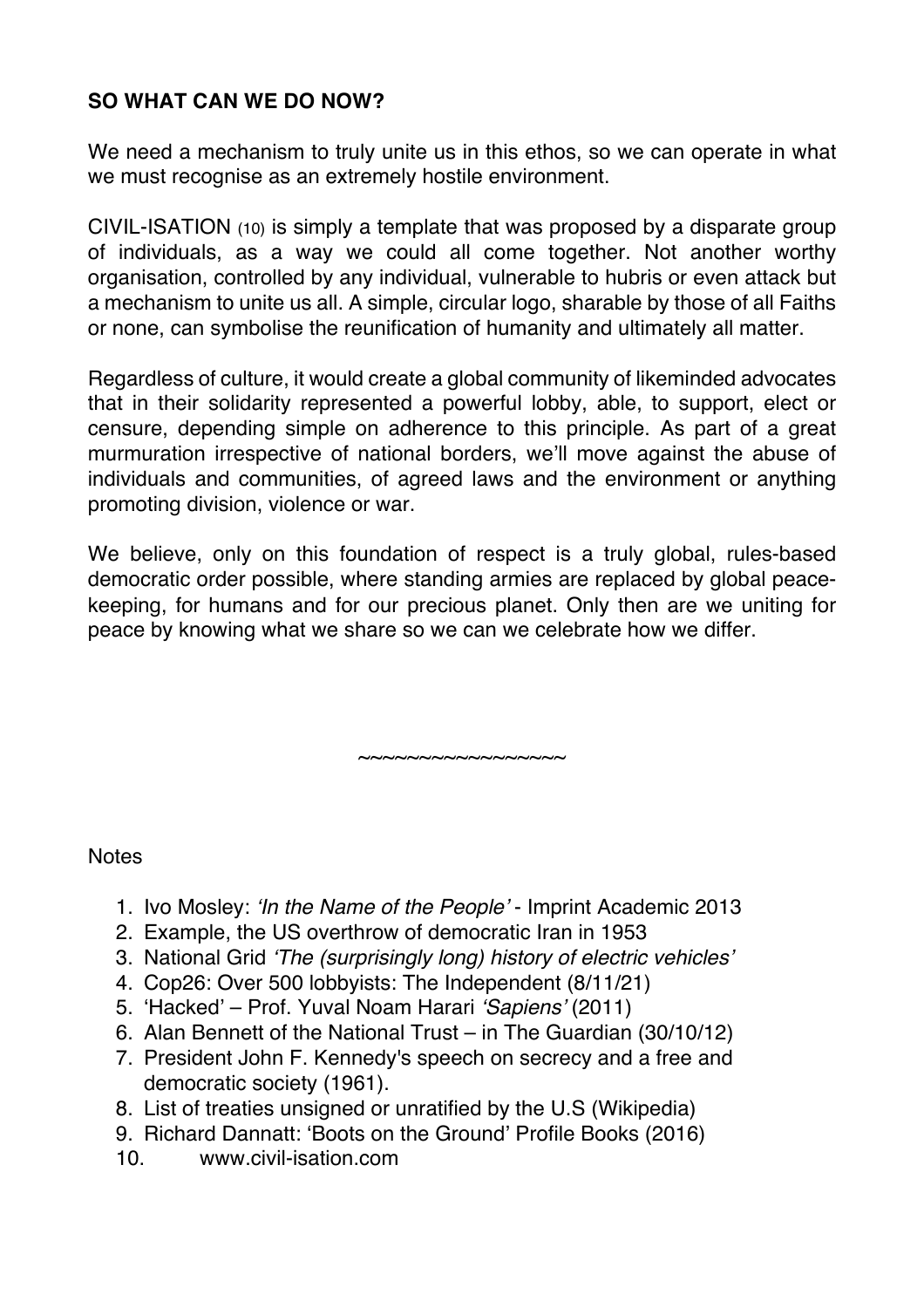**SO WHAT CAN WE DO NOW?**

We need a mechanism to truly unite us in this ethos, so we can operate in what we must recognise as an extremely hostile environment.

CIVIL-ISATION (10) is simply a template that was proposed by a disparate group of individuals, as a way we could all come together. Not another worthy organisation, controlled by any individual, vulnerable to hubris or even attack but a mechanism to unite us all. A simple, circular logo, sharable by those of all Faiths or none, can symbolise the reunification of humanity and ultimately all matter.

Regardless of culture, it would create a global community of likeminded advocates that in their solidarity represented a powerful lobby, able, to support, elect or censure, depending simple on adherence to this principle. As part of a great murmuration irrespective of national borders, we'll move against the abuse of individuals and communities, of agreed laws and the environment or anything promoting division, violence or war.

We believe, only on this foundation of respect is a truly global, rules-based democratic order possible, where standing armies are replaced by global peace-keeping, for humans and for our precious planet. Only then are we uniting for peace by knowing what we share so we can we celebrate how we differ.

~~~~~~~~~~~~~~~~~

Notes

1. Ivo Mosley: *'In the Name of the People'* - Imprint Academic 2013
2. Example, the US overthrow of democratic Iran in 1953
3. National Grid *'The (surprisingly long) history of electric vehicles'*
4. Cop26: Over 500 lobbyists: The Independent (8/11/21)
5. 'Hacked' – Prof. Yuval Noam Harari *'Sapiens'* (2011)
6. Alan Bennett of the National Trust – in The Guardian (30/10/12)
7. President John F. Kennedy's speech on secrecy and a free and democratic society (1961).
8. List of treaties unsigned or unratified by the U.S (Wikipedia)
9. Richard Dannatt: 'Boots on the Ground' Profile Books (2016)
10. www.civil-isation.com